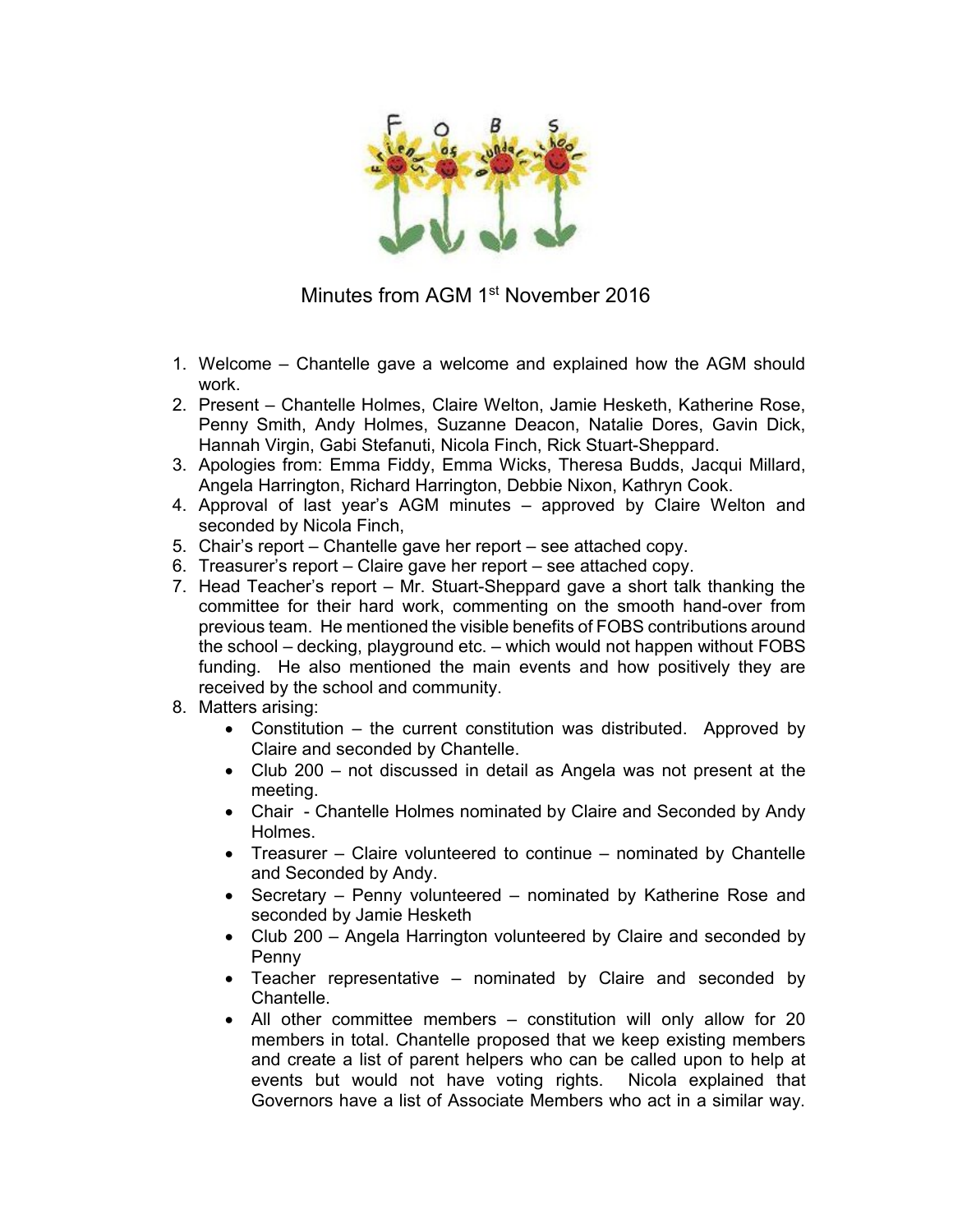# Minutes from AGM 1st November 2016

1. Welcome – Chantelle gave a welcome and explained how the AGM should work.
2. Present – Chantelle Holmes, Claire Welton, Jamie Hesketh, Katherine Rose, Penny Smith, Andy Holmes, Suzanne Deacon, Natalie Dores, Gavin Dick, Hannah Virgin, Gabi Stefanuti, Nicola Finch, Rick Stuart-Sheppard.
3. Apologies from: Emma Fiddy, Emma Wicks, Theresa Budds, Jacqui Millard, Angela Harrington, Richard Harrington, Debbie Nixon, Kathryn Cook.
4. Approval of last year's AGM minutes – approved by Claire Welton and seconded by Nicola Finch,
5. Chair's report – Chantelle gave her report – see attached copy.
6. Treasurer's report – Claire gave her report – see attached copy.
7. Head Teacher's report – Mr. Stuart-Sheppard gave a short talk thanking the committee for their hard work, commenting on the smooth hand-over from previous team. He mentioned the visible benefits of FOBS contributions around the school – decking, playground etc. – which would not happen without FOBS funding. He also mentioned the main events and how positively they are received by the school and community.
8. Matters arising:
   - Constitution – the current constitution was distributed. Approved by Claire and seconded by Chantelle.
   - Club 200 – not discussed in detail as Angela was not present at the meeting.
   - Chair - Chantelle Holmes nominated by Claire and Seconded by Andy Holmes.
   - Treasurer – Claire volunteered to continue – nominated by Chantelle and Seconded by Andy.
   - Secretary – Penny volunteered – nominated by Katherine Rose and seconded by Jamie Hesketh
   - Club 200 – Angela Harrington volunteered by Claire and seconded by Penny
   - Teacher representative – nominated by Claire and seconded by Chantelle.
   - All other committee members – constitution will only allow for 20 members in total. Chantelle proposed that we keep existing members and create a list of parent helpers who can be called upon to help at events but would not have voting rights. Nicola explained that Governors have a list of Associate Members who act in a similar way.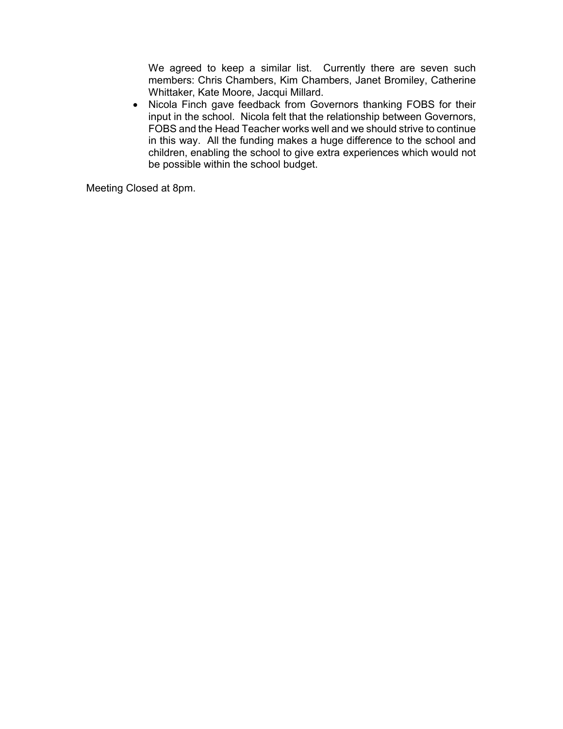We agreed to keep a similar list. Currently there are seven such members: Chris Chambers, Kim Chambers, Janet Bromiley, Catherine Whittaker, Kate Moore, Jacqui Millard.

- Nicola Finch gave feedback from Governors thanking FOBS for their input in the school. Nicola felt that the relationship between Governors, FOBS and the Head Teacher works well and we should strive to continue in this way. All the funding makes a huge difference to the school and children, enabling the school to give extra experiences which would not be possible within the school budget.

Meeting Closed at 8pm.